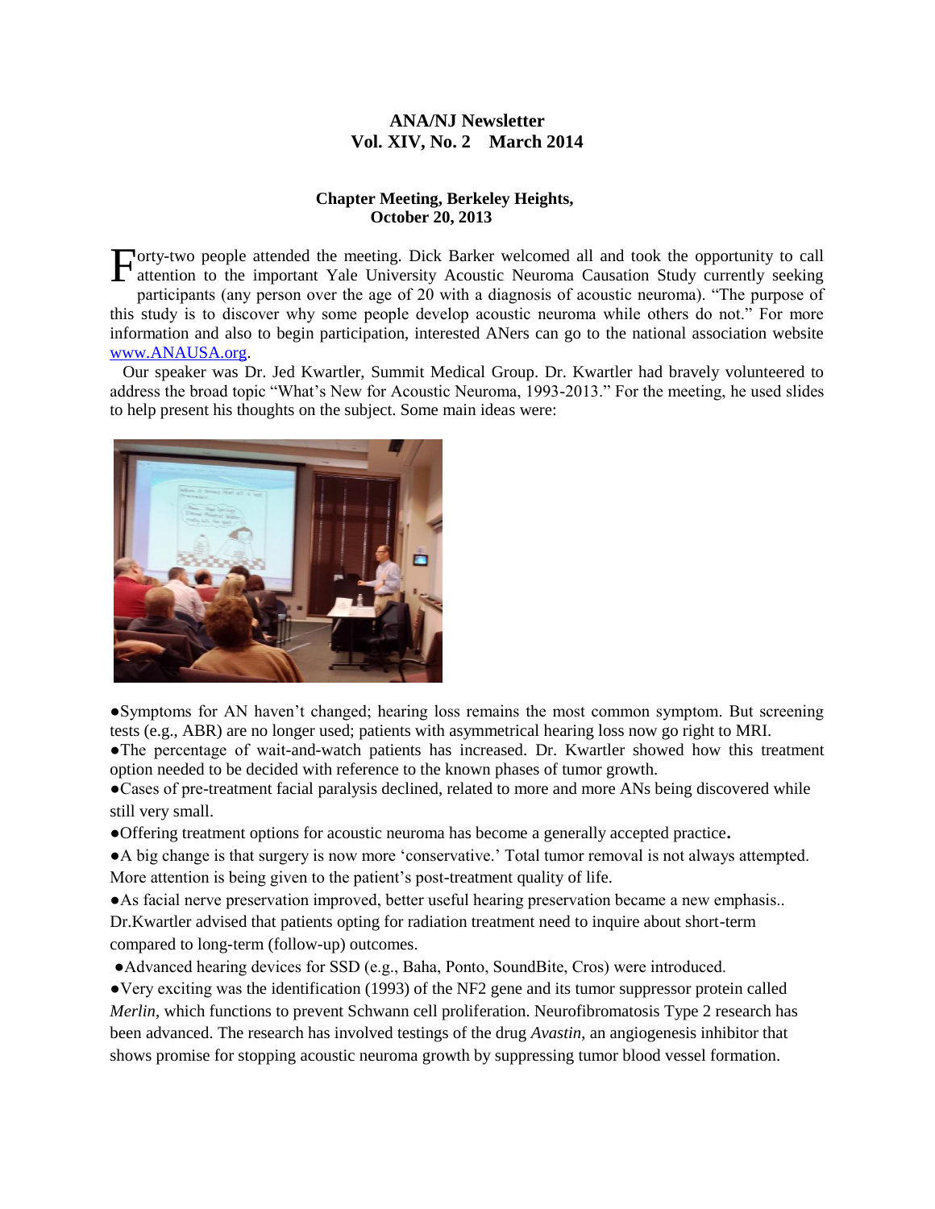# ANA/NJ Newsletter
## Vol. XIV, No. 2 March 2014

### Chapter Meeting, Berkeley Heights, October 20, 2013

Forty-two people attended the meeting. Dick Barker welcomed all and took the opportunity to call attention to the important Yale University Acoustic Neuroma Causation Study currently seeking participants (any person over the age of 20 with a diagnosis of acoustic neuroma). "The purpose of this study is to discover why some people develop acoustic neuroma while others do not." For more information and also to begin participation, interested ANers can go to the national association website www.ANAUSA.org.

Our speaker was Dr. Jed Kwartler, Summit Medical Group. Dr. Kwartler had bravely volunteered to address the broad topic "What's New for Acoustic Neuroma, 1993-2013." For the meeting, he used slides to help present his thoughts on the subject. Some main ideas were:

- Symptoms for AN haven't changed; hearing loss remains the most common symptom. But screening tests (e.g., ABR) are no longer used; patients with asymmetrical hearing loss now go right to MRI.
- The percentage of wait-and-watch patients has increased. Dr. Kwartler showed how this treatment option needed to be decided with reference to the known phases of tumor growth.
- Cases of pre-treatment facial paralysis declined, related to more and more ANs being discovered while still very small.
- Offering treatment options for acoustic neuroma has become a generally accepted practice**.**
- A big change is that surgery is now more 'conservative.' Total tumor removal is not always attempted. More attention is being given to the patient's post-treatment quality of life.
- As facial nerve preservation improved, better useful hearing preservation became a new emphasis.. Dr.Kwartler advised that patients opting for radiation treatment need to inquire about short-term compared to long-term (follow-up) outcomes.
- Advanced hearing devices for SSD (e.g., Baha, Ponto, SoundBite, Cros) were introduced.
- Very exciting was the identification (1993) of the NF2 gene and its tumor suppressor protein called *Merlin*, which functions to prevent Schwann cell proliferation. Neurofibromatosis Type 2 research has been advanced. The research has involved testings of the drug *Avastin*, an angiogenesis inhibitor that shows promise for stopping acoustic neuroma growth by suppressing tumor blood vessel formation.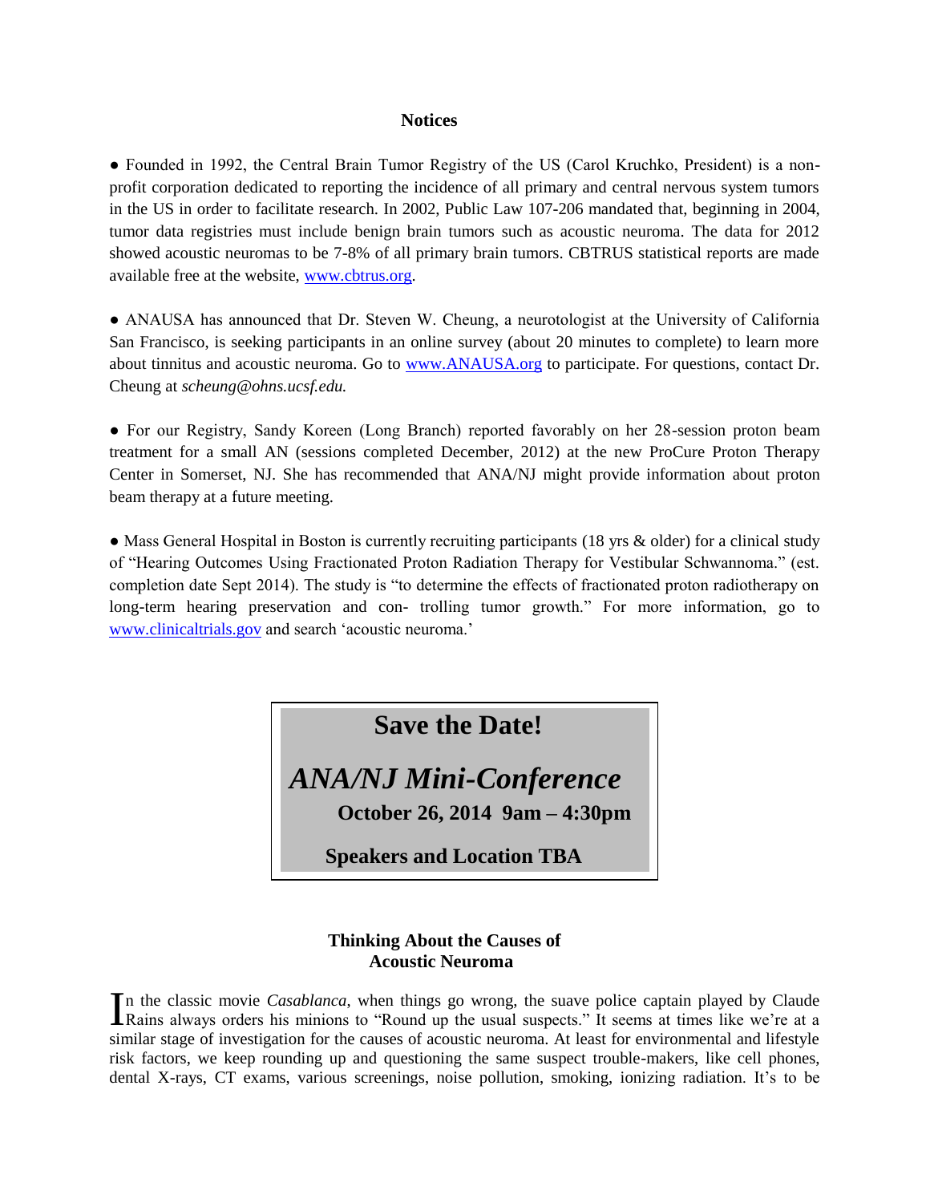## Notices

● Founded in 1992, the Central Brain Tumor Registry of the US (Carol Kruchko, President) is a non-profit corporation dedicated to reporting the incidence of all primary and central nervous system tumors in the US in order to facilitate research. In 2002, Public Law 107-206 mandated that, beginning in 2004, tumor data registries must include benign brain tumors such as acoustic neuroma. The data for 2012 showed acoustic neuromas to be 7-8% of all primary brain tumors. CBTRUS statistical reports are made available free at the website, www.cbtrus.org.

● ANAUSA has announced that Dr. Steven W. Cheung, a neurotologist at the University of California San Francisco, is seeking participants in an online survey (about 20 minutes to complete) to learn more about tinnitus and acoustic neuroma. Go to www.ANAUSA.org to participate. For questions, contact Dr. Cheung at *scheung@ohns.ucsf.edu.*

● For our Registry, Sandy Koreen (Long Branch) reported favorably on her 28-session proton beam treatment for a small AN (sessions completed December, 2012) at the new ProCure Proton Therapy Center in Somerset, NJ. She has recommended that ANA/NJ might provide information about proton beam therapy at a future meeting.

● Mass General Hospital in Boston is currently recruiting participants (18 yrs & older) for a clinical study of "Hearing Outcomes Using Fractionated Proton Radiation Therapy for Vestibular Schwannoma." (est. completion date Sept 2014). The study is "to determine the effects of fractionated proton radiotherapy on long-term hearing preservation and con- trolling tumor growth." For more information, go to www.clinicaltrials.gov and search 'acoustic neuroma.'

**Save the Date!**

***ANA/NJ Mini-Conference***

**October 26, 2014 9am – 4:30pm**

**Speakers and Location TBA**

### Thinking About the Causes of Acoustic Neuroma

In the classic movie *Casablanca*, when things go wrong, the suave police captain played by Claude Rains always orders his minions to "Round up the usual suspects." It seems at times like we're at a similar stage of investigation for the causes of acoustic neuroma. At least for environmental and lifestyle risk factors, we keep rounding up and questioning the same suspect trouble-makers, like cell phones, dental X-rays, CT exams, various screenings, noise pollution, smoking, ionizing radiation. It's to be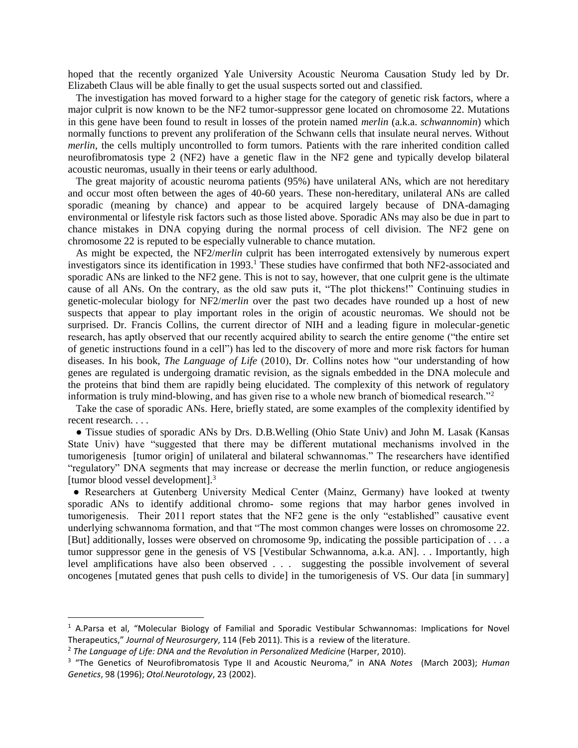hoped that the recently organized Yale University Acoustic Neuroma Causation Study led by Dr. Elizabeth Claus will be able finally to get the usual suspects sorted out and classified.

The investigation has moved forward to a higher stage for the category of genetic risk factors, where a major culprit is now known to be the NF2 tumor-suppressor gene located on chromosome 22. Mutations in this gene have been found to result in losses of the protein named *merlin* (a.k.a. *schwannomin*) which normally functions to prevent any proliferation of the Schwann cells that insulate neural nerves. Without *merlin*, the cells multiply uncontrolled to form tumors. Patients with the rare inherited condition called neurofibromatosis type 2 (NF2) have a genetic flaw in the NF2 gene and typically develop bilateral acoustic neuromas, usually in their teens or early adulthood.

The great majority of acoustic neuroma patients (95%) have unilateral ANs, which are not hereditary and occur most often between the ages of 40-60 years. These non-hereditary, unilateral ANs are called sporadic (meaning by chance) and appear to be acquired largely because of DNA-damaging environmental or lifestyle risk factors such as those listed above. Sporadic ANs may also be due in part to chance mistakes in DNA copying during the normal process of cell division. The NF2 gene on chromosome 22 is reputed to be especially vulnerable to chance mutation.

As might be expected, the NF2/*merlin* culprit has been interrogated extensively by numerous expert investigators since its identification in 1993.[1] These studies have confirmed that both NF2-associated and sporadic ANs are linked to the NF2 gene. This is not to say, however, that one culprit gene is the ultimate cause of all ANs. On the contrary, as the old saw puts it, "The plot thickens!" Continuing studies in genetic-molecular biology for NF2/*merlin* over the past two decades have rounded up a host of new suspects that appear to play important roles in the origin of acoustic neuromas. We should not be surprised. Dr. Francis Collins, the current director of NIH and a leading figure in molecular-genetic research, has aptly observed that our recently acquired ability to search the entire genome ("the entire set of genetic instructions found in a cell") has led to the discovery of more and more risk factors for human diseases. In his book, *The Language of Life* (2010), Dr. Collins notes how "our understanding of how genes are regulated is undergoing dramatic revision, as the signals embedded in the DNA molecule and the proteins that bind them are rapidly being elucidated. The complexity of this network of regulatory information is truly mind-blowing, and has given rise to a whole new branch of biomedical research."[2]

Take the case of sporadic ANs. Here, briefly stated, are some examples of the complexity identified by recent research. . . .

- Tissue studies of sporadic ANs by Drs. D.B.Welling (Ohio State Univ) and John M. Lasak (Kansas State Univ) have "suggested that there may be different mutational mechanisms involved in the tumorigenesis [tumor origin] of unilateral and bilateral schwannomas." The researchers have identified "regulatory" DNA segments that may increase or decrease the merlin function, or reduce angiogenesis [tumor blood vessel development].[3]
- Researchers at Gutenberg University Medical Center (Mainz, Germany) have looked at twenty sporadic ANs to identify additional chromo- some regions that may harbor genes involved in tumorigenesis. Their 2011 report states that the NF2 gene is the only "established" causative event underlying schwannoma formation, and that "The most common changes were losses on chromosome 22. [But] additionally, losses were observed on chromosome 9p, indicating the possible participation of . . . a tumor suppressor gene in the genesis of VS [Vestibular Schwannoma, a.k.a. AN]. . . Importantly, high level amplifications have also been observed . . . suggesting the possible involvement of several oncogenes [mutated genes that push cells to divide] in the tumorigenesis of VS. Our data [in summary]

---

[1] A.Parsa et al, "Molecular Biology of Familial and Sporadic Vestibular Schwannomas: Implications for Novel Therapeutics," *Journal of Neurosurgery*, 114 (Feb 2011). This is a review of the literature.

[2] *The Language of Life: DNA and the Revolution in Personalized Medicine* (Harper, 2010).

[3] "The Genetics of Neurofibromatosis Type II and Acoustic Neuroma," in ANA *Notes* (March 2003); *Human Genetics*, 98 (1996); *Otol.Neurotology*, 23 (2002).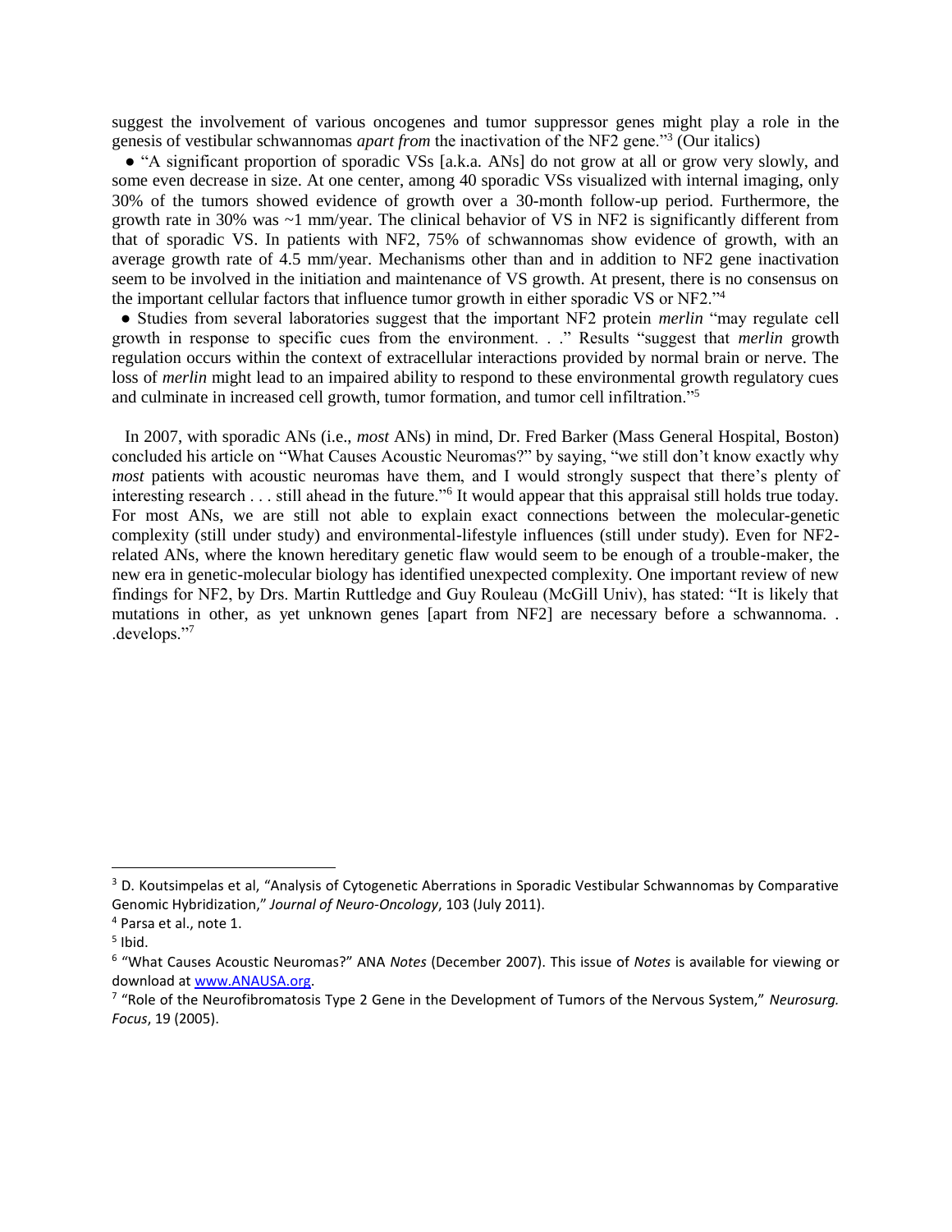suggest the involvement of various oncogenes and tumor suppressor genes might play a role in the genesis of vestibular schwannomas *apart from* the inactivation of the NF2 gene."[3] (Our italics)

- "A significant proportion of sporadic VSs [a.k.a. ANs] do not grow at all or grow very slowly, and some even decrease in size. At one center, among 40 sporadic VSs visualized with internal imaging, only 30% of the tumors showed evidence of growth over a 30-month follow-up period. Furthermore, the growth rate in 30% was ~1 mm/year. The clinical behavior of VS in NF2 is significantly different from that of sporadic VS. In patients with NF2, 75% of schwannomas show evidence of growth, with an average growth rate of 4.5 mm/year. Mechanisms other than and in addition to NF2 gene inactivation seem to be involved in the initiation and maintenance of VS growth. At present, there is no consensus on the important cellular factors that influence tumor growth in either sporadic VS or NF2."[4]
- Studies from several laboratories suggest that the important NF2 protein *merlin* "may regulate cell growth in response to specific cues from the environment. . ." Results "suggest that *merlin* growth regulation occurs within the context of extracellular interactions provided by normal brain or nerve. The loss of *merlin* might lead to an impaired ability to respond to these environmental growth regulatory cues and culminate in increased cell growth, tumor formation, and tumor cell infiltration."[5]

In 2007, with sporadic ANs (i.e., *most* ANs) in mind, Dr. Fred Barker (Mass General Hospital, Boston) concluded his article on "What Causes Acoustic Neuromas?" by saying, "we still don't know exactly why *most* patients with acoustic neuromas have them, and I would strongly suspect that there's plenty of interesting research . . . still ahead in the future."[6] It would appear that this appraisal still holds true today. For most ANs, we are still not able to explain exact connections between the molecular-genetic complexity (still under study) and environmental-lifestyle influences (still under study). Even for NF2-related ANs, where the known hereditary genetic flaw would seem to be enough of a trouble-maker, the new era in genetic-molecular biology has identified unexpected complexity. One important review of new findings for NF2, by Drs. Martin Ruttledge and Guy Rouleau (McGill Univ), has stated: "It is likely that mutations in other, as yet unknown genes [apart from NF2] are necessary before a schwannoma. . .develops."[7]

---

[3] D. Koutsimpelas et al, "Analysis of Cytogenetic Aberrations in Sporadic Vestibular Schwannomas by Comparative Genomic Hybridization," *Journal of Neuro-Oncology*, 103 (July 2011).

[4] Parsa et al., note 1.

[5] Ibid.

[6] "What Causes Acoustic Neuromas?" ANA *Notes* (December 2007). This issue of *Notes* is available for viewing or download at www.ANAUSA.org.

[7] "Role of the Neurofibromatosis Type 2 Gene in the Development of Tumors of the Nervous System," *Neurosurg. Focus*, 19 (2005).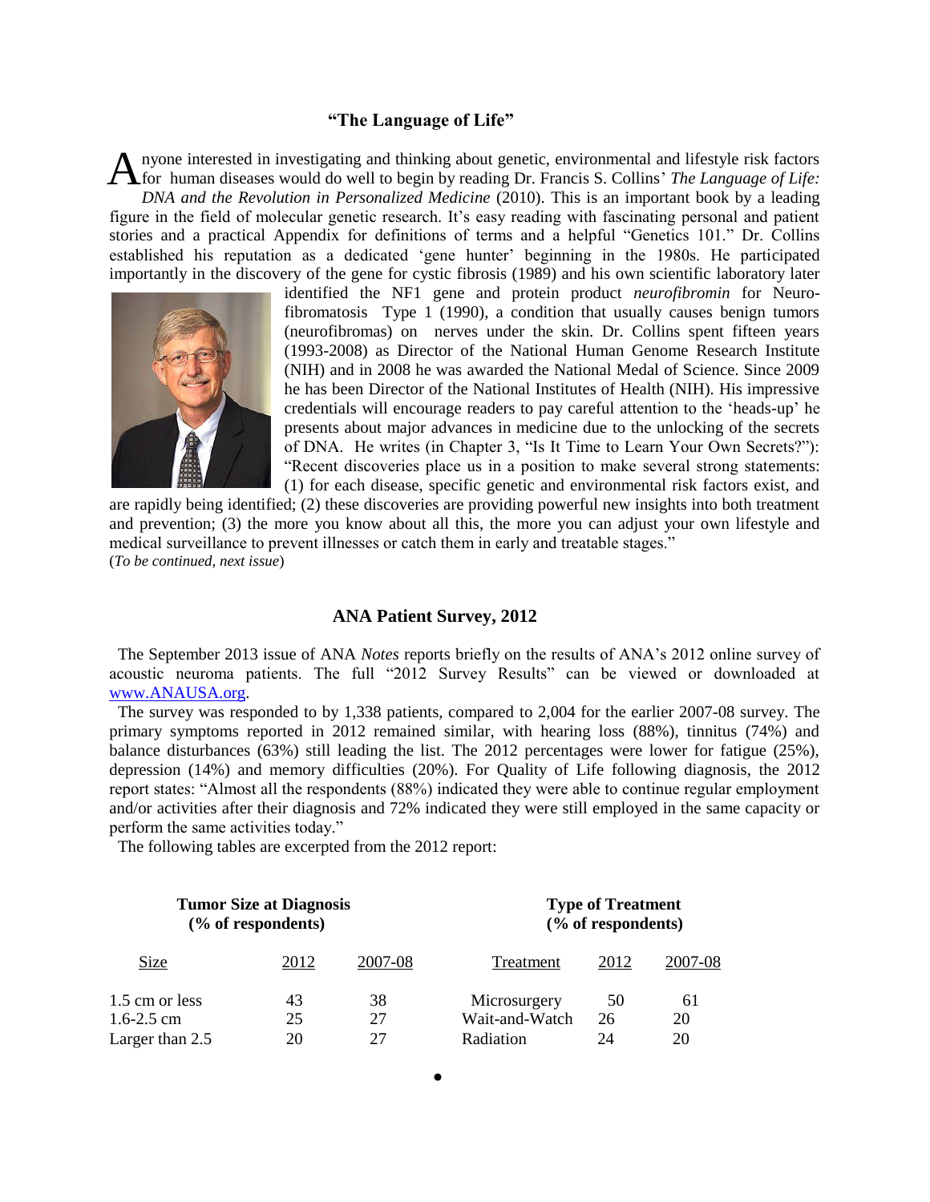## "The Language of Life"

Anyone interested in investigating and thinking about genetic, environmental and lifestyle risk factors for human diseases would do well to begin by reading Dr. Francis S. Collins' *The Language of Life: DNA and the Revolution in Personalized Medicine* (2010). This is an important book by a leading figure in the field of molecular genetic research. It's easy reading with fascinating personal and patient stories and a practical Appendix for definitions of terms and a helpful "Genetics 101." Dr. Collins established his reputation as a dedicated 'gene hunter' beginning in the 1980s. He participated importantly in the discovery of the gene for cystic fibrosis (1989) and his own scientific laboratory later identified the NF1 gene and protein product *neurofibromin* for Neurofibromatosis Type 1 (1990), a condition that usually causes benign tumors (neurofibromas) on nerves under the skin. Dr. Collins spent fifteen years (1993-2008) as Director of the National Human Genome Research Institute (NIH) and in 2008 he was awarded the National Medal of Science. Since 2009 he has been Director of the National Institutes of Health (NIH). His impressive credentials will encourage readers to pay careful attention to the 'heads-up' he presents about major advances in medicine due to the unlocking of the secrets of DNA. He writes (in Chapter 3, "Is It Time to Learn Your Own Secrets?"): "Recent discoveries place us in a position to make several strong statements: (1) for each disease, specific genetic and environmental risk factors exist, and are rapidly being identified; (2) these discoveries are providing powerful new insights into both treatment and prevention; (3) the more you know about all this, the more you can adjust your own lifestyle and medical surveillance to prevent illnesses or catch them in early and treatable stages."

(*To be continued, next issue*)

## ANA Patient Survey, 2012

The September 2013 issue of ANA *Notes* reports briefly on the results of ANA's 2012 online survey of acoustic neuroma patients. The full "2012 Survey Results" can be viewed or downloaded at www.ANAUSA.org.

The survey was responded to by 1,338 patients, compared to 2,004 for the earlier 2007-08 survey. The primary symptoms reported in 2012 remained similar, with hearing loss (88%), tinnitus (74%) and balance disturbances (63%) still leading the list. The 2012 percentages were lower for fatigue (25%), depression (14%) and memory difficulties (20%). For Quality of Life following diagnosis, the 2012 report states: "Almost all the respondents (88%) indicated they were able to continue regular employment and/or activities after their diagnosis and 72% indicated they were still employed in the same capacity or perform the same activities today."

The following tables are excerpted from the 2012 report:

**Tumor Size at Diagnosis (% of respondents)**

| Size | 2012 | 2007-08 |
|---|---|---|
| 1.5 cm or less | 43 | 38 |
| 1.6-2.5 cm | 25 | 27 |
| Larger than 2.5 | 20 | 27 |

**Type of Treatment (% of respondents)**

| Treatment | 2012 | 2007-08 |
|---|---|---|
| Microsurgery | 50 | 61 |
| Wait-and-Watch | 26 | 20 |
| Radiation | 24 | 20 |

•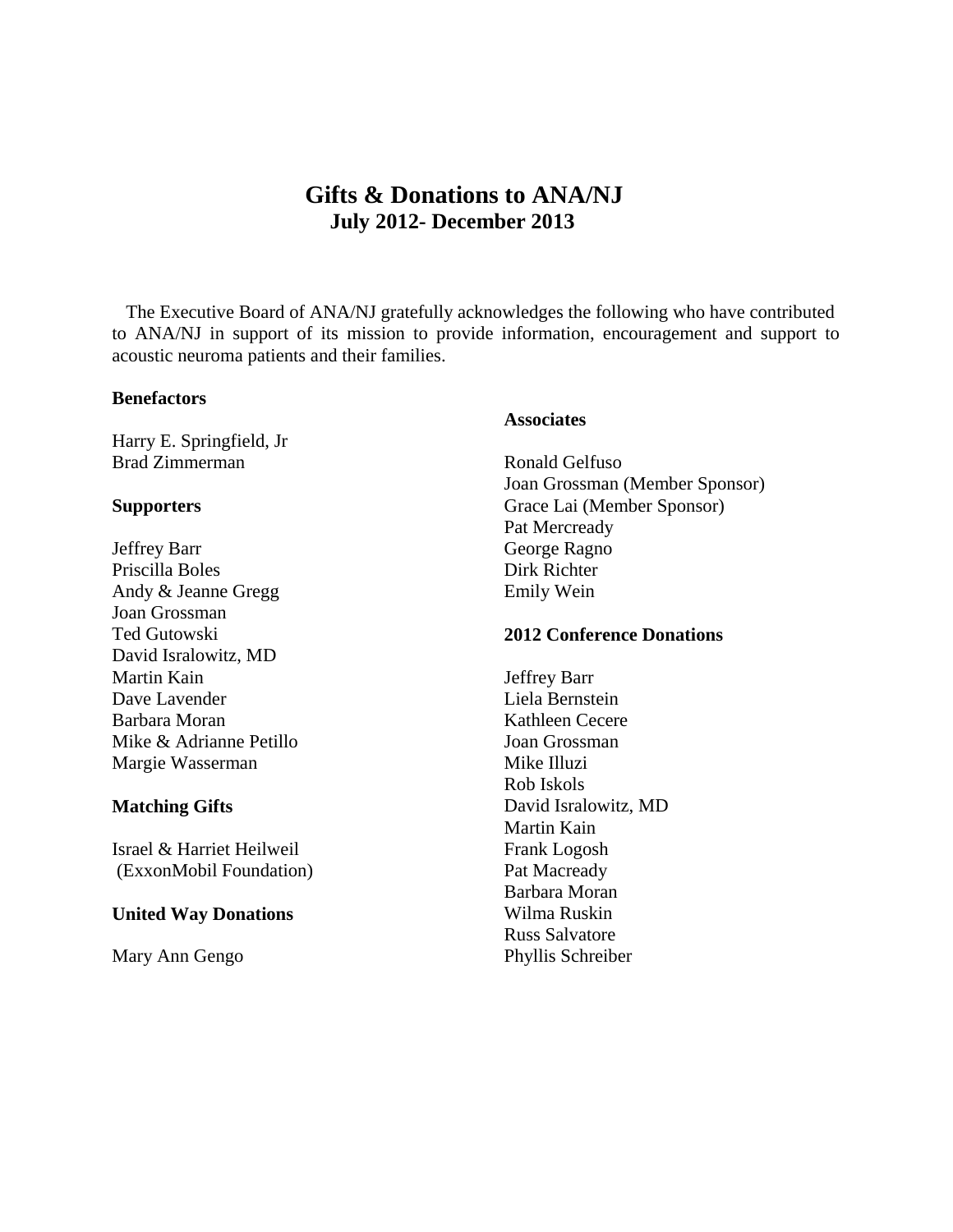# Gifts & Donations to ANA/NJ
## July 2012- December 2013

The Executive Board of ANA/NJ gratefully acknowledges the following who have contributed to ANA/NJ in support of its mission to provide information, encouragement and support to acoustic neuroma patients and their families.

**Benefactors**

Harry E. Springfield, Jr
Brad Zimmerman

**Supporters**

Jeffrey Barr
Priscilla Boles
Andy & Jeanne Gregg
Joan Grossman
Ted Gutowski
David Isralowitz, MD
Martin Kain
Dave Lavender
Barbara Moran
Mike & Adrianne Petillo
Margie Wasserman

**Matching Gifts**

Israel & Harriet Heilweil
(ExxonMobil Foundation)

**United Way Donations**

Mary Ann Gengo

**Associates**

Ronald Gelfuso
Joan Grossman (Member Sponsor)
Grace Lai (Member Sponsor)
Pat Mercready
George Ragno
Dirk Richter
Emily Wein

**2012 Conference Donations**

Jeffrey Barr
Liela Bernstein
Kathleen Cecere
Joan Grossman
Mike Illuzi
Rob Iskols
David Isralowitz, MD
Martin Kain
Frank Logosh
Pat Macready
Barbara Moran
Wilma Ruskin
Russ Salvatore
Phyllis Schreiber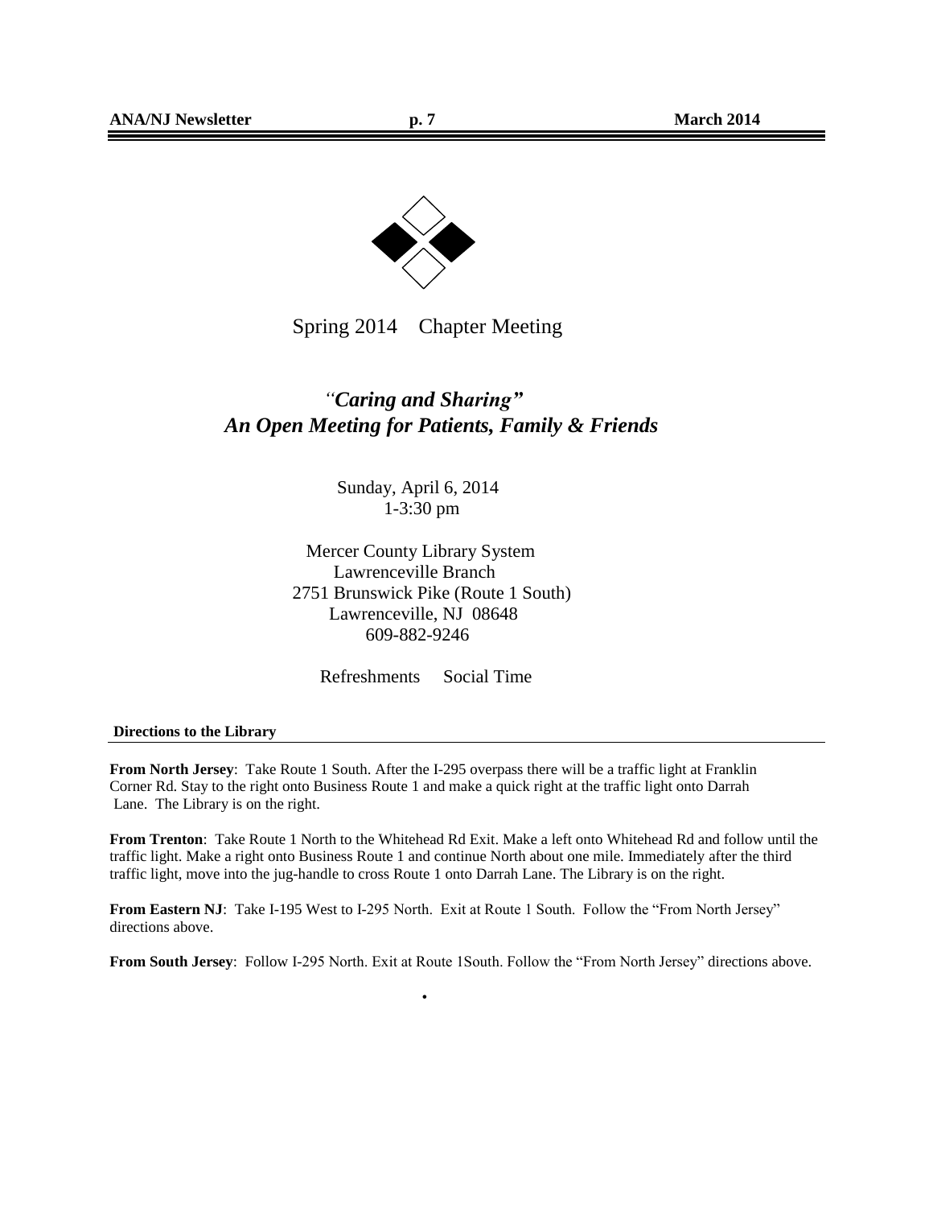Spring 2014 Chapter Meeting

## *"Caring and Sharing"*
## *An Open Meeting for Patients, Family & Friends*

Sunday, April 6, 2014
1-3:30 pm

Mercer County Library System
Lawrenceville Branch
2751 Brunswick Pike (Route 1 South)
Lawrenceville, NJ 08648
609-882-9246

Refreshments Social Time

**Directions to the Library**

**From North Jersey**: Take Route 1 South. After the I-295 overpass there will be a traffic light at Franklin Corner Rd. Stay to the right onto Business Route 1 and make a quick right at the traffic light onto Darrah Lane. The Library is on the right.

**From Trenton**: Take Route 1 North to the Whitehead Rd Exit. Make a left onto Whitehead Rd and follow until the traffic light. Make a right onto Business Route 1 and continue North about one mile. Immediately after the third traffic light, move into the jug-handle to cross Route 1 onto Darrah Lane. The Library is on the right.

**From Eastern NJ**: Take I-195 West to I-295 North. Exit at Route 1 South. Follow the "From North Jersey" directions above.

**From South Jersey**: Follow I-295 North. Exit at Route 1South. Follow the "From North Jersey" directions above.